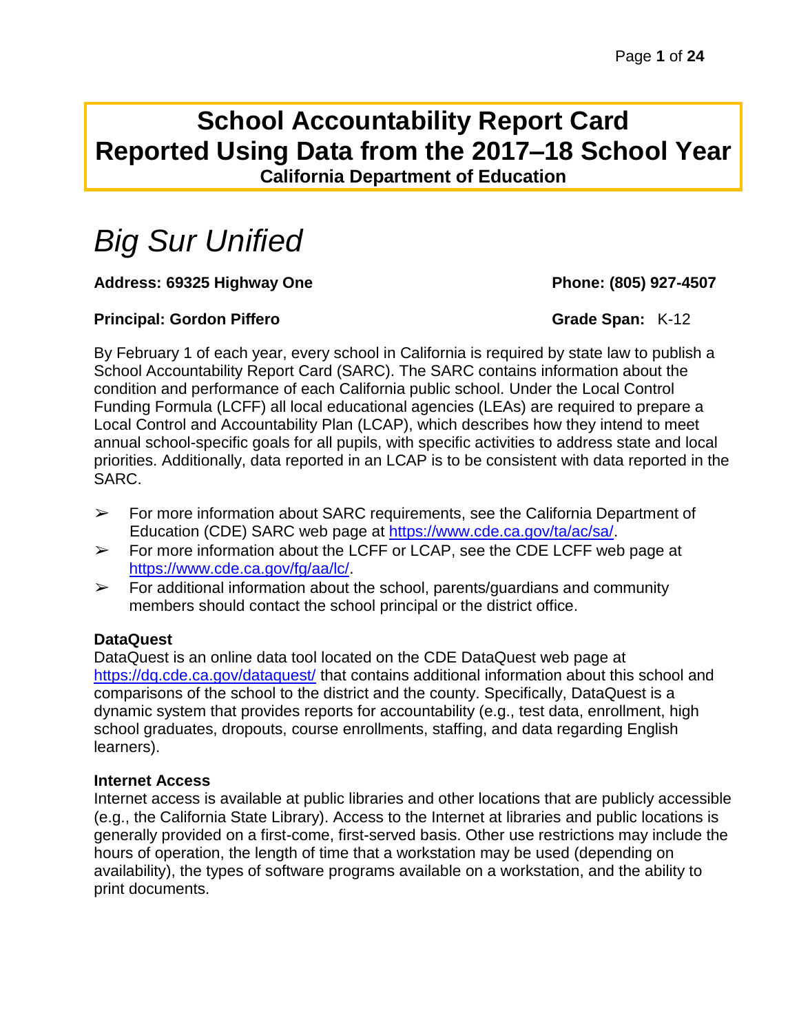# School Accountability Report Card
# Reported Using Data from the 2017–18 School Year
**California Department of Education**

## *Big Sur Unified*

**Address: 69325 Highway One** **Phone: (805) 927-4507**

**Principal: Gordon Piffero** **Grade Span:** K-12

By February 1 of each year, every school in California is required by state law to publish a School Accountability Report Card (SARC). The SARC contains information about the condition and performance of each California public school. Under the Local Control Funding Formula (LCFF) all local educational agencies (LEAs) are required to prepare a Local Control and Accountability Plan (LCAP), which describes how they intend to meet annual school-specific goals for all pupils, with specific activities to address state and local priorities. Additionally, data reported in an LCAP is to be consistent with data reported in the SARC.

- For more information about SARC requirements, see the California Department of Education (CDE) SARC web page at https://www.cde.ca.gov/ta/ac/sa/.
- For more information about the LCFF or LCAP, see the CDE LCFF web page at https://www.cde.ca.gov/fg/aa/lc/.
- For additional information about the school, parents/guardians and community members should contact the school principal or the district office.

**DataQuest**

DataQuest is an online data tool located on the CDE DataQuest web page at https://dq.cde.ca.gov/dataquest/ that contains additional information about this school and comparisons of the school to the district and the county. Specifically, DataQuest is a dynamic system that provides reports for accountability (e.g., test data, enrollment, high school graduates, dropouts, course enrollments, staffing, and data regarding English learners).

**Internet Access**

Internet access is available at public libraries and other locations that are publicly accessible (e.g., the California State Library). Access to the Internet at libraries and public locations is generally provided on a first-come, first-served basis. Other use restrictions may include the hours of operation, the length of time that a workstation may be used (depending on availability), the types of software programs available on a workstation, and the ability to print documents.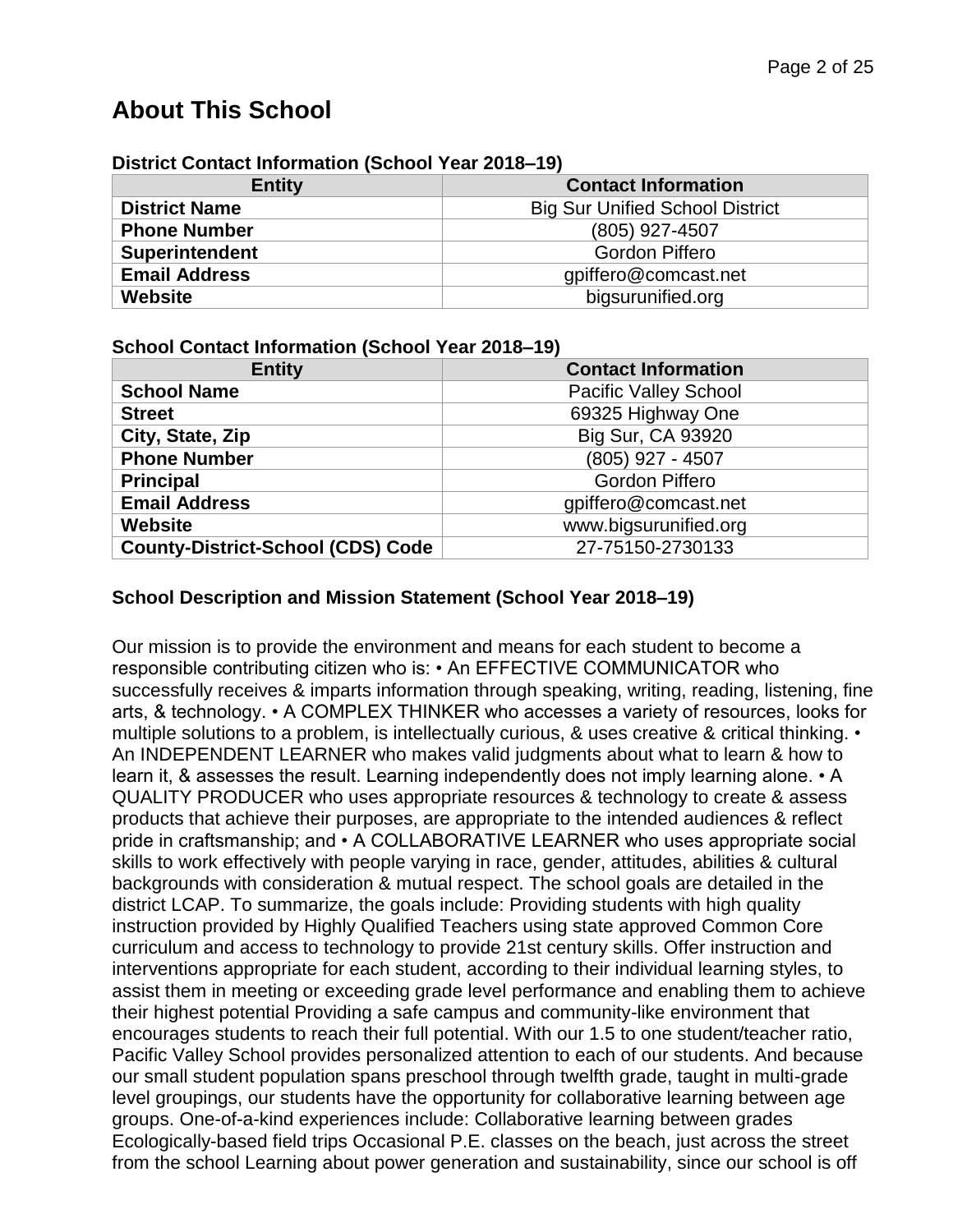## About This School

### District Contact Information (School Year 2018–19)

| Entity | Contact Information |
| --- | --- |
| **District Name** | Big Sur Unified School District |
| **Phone Number** | (805) 927-4507 |
| **Superintendent** | Gordon Piffero |
| **Email Address** | gpiffero@comcast.net |
| **Website** | bigsurunified.org |

### School Contact Information (School Year 2018–19)

| Entity | Contact Information |
| --- | --- |
| **School Name** | Pacific Valley School |
| **Street** | 69325 Highway One |
| **City, State, Zip** | Big Sur, CA 93920 |
| **Phone Number** | (805) 927 - 4507 |
| **Principal** | Gordon Piffero |
| **Email Address** | gpiffero@comcast.net |
| **Website** | www.bigsurunified.org |
| **County-District-School (CDS) Code** | 27-75150-2730133 |

### School Description and Mission Statement (School Year 2018–19)

Our mission is to provide the environment and means for each student to become a responsible contributing citizen who is: • An EFFECTIVE COMMUNICATOR who successfully receives & imparts information through speaking, writing, reading, listening, fine arts, & technology. • A COMPLEX THINKER who accesses a variety of resources, looks for multiple solutions to a problem, is intellectually curious, & uses creative & critical thinking. • An INDEPENDENT LEARNER who makes valid judgments about what to learn & how to learn it, & assesses the result. Learning independently does not imply learning alone. • A QUALITY PRODUCER who uses appropriate resources & technology to create & assess products that achieve their purposes, are appropriate to the intended audiences & reflect pride in craftsmanship; and • A COLLABORATIVE LEARNER who uses appropriate social skills to work effectively with people varying in race, gender, attitudes, abilities & cultural backgrounds with consideration & mutual respect. The school goals are detailed in the district LCAP. To summarize, the goals include: Providing students with high quality instruction provided by Highly Qualified Teachers using state approved Common Core curriculum and access to technology to provide 21st century skills. Offer instruction and interventions appropriate for each student, according to their individual learning styles, to assist them in meeting or exceeding grade level performance and enabling them to achieve their highest potential Providing a safe campus and community-like environment that encourages students to reach their full potential. With our 1.5 to one student/teacher ratio, Pacific Valley School provides personalized attention to each of our students. And because our small student population spans preschool through twelfth grade, taught in multi-grade level groupings, our students have the opportunity for collaborative learning between age groups. One-of-a-kind experiences include: Collaborative learning between grades Ecologically-based field trips Occasional P.E. classes on the beach, just across the street from the school Learning about power generation and sustainability, since our school is off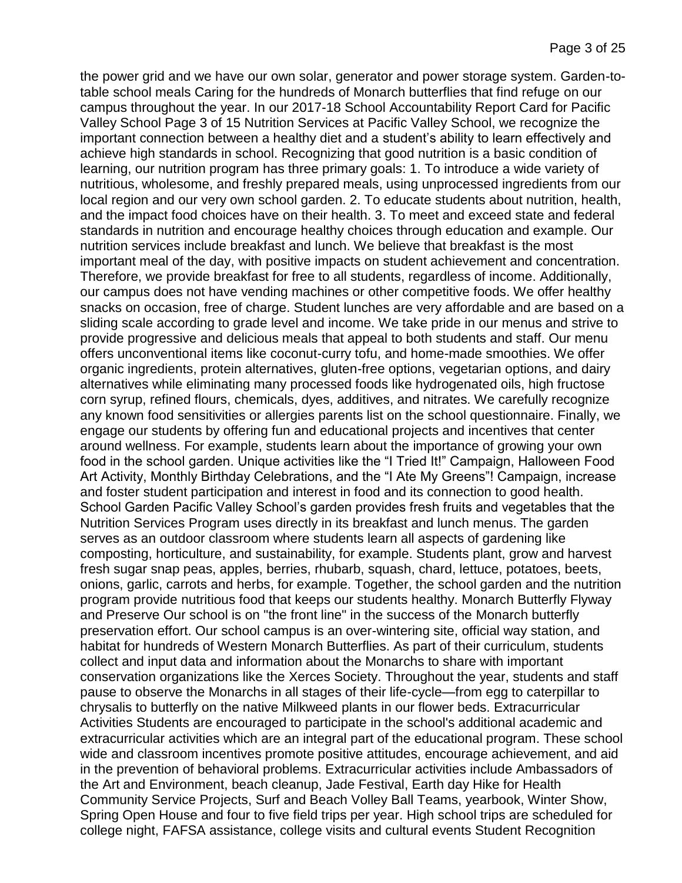the power grid and we have our own solar, generator and power storage system. Garden-to-table school meals Caring for the hundreds of Monarch butterflies that find refuge on our campus throughout the year. In our 2017-18 School Accountability Report Card for Pacific Valley School Page 3 of 15 Nutrition Services at Pacific Valley School, we recognize the important connection between a healthy diet and a student's ability to learn effectively and achieve high standards in school. Recognizing that good nutrition is a basic condition of learning, our nutrition program has three primary goals: 1. To introduce a wide variety of nutritious, wholesome, and freshly prepared meals, using unprocessed ingredients from our local region and our very own school garden. 2. To educate students about nutrition, health, and the impact food choices have on their health. 3. To meet and exceed state and federal standards in nutrition and encourage healthy choices through education and example. Our nutrition services include breakfast and lunch. We believe that breakfast is the most important meal of the day, with positive impacts on student achievement and concentration. Therefore, we provide breakfast for free to all students, regardless of income. Additionally, our campus does not have vending machines or other competitive foods. We offer healthy snacks on occasion, free of charge. Student lunches are very affordable and are based on a sliding scale according to grade level and income. We take pride in our menus and strive to provide progressive and delicious meals that appeal to both students and staff. Our menu offers unconventional items like coconut-curry tofu, and home-made smoothies. We offer organic ingredients, protein alternatives, gluten-free options, vegetarian options, and dairy alternatives while eliminating many processed foods like hydrogenated oils, high fructose corn syrup, refined flours, chemicals, dyes, additives, and nitrates. We carefully recognize any known food sensitivities or allergies parents list on the school questionnaire. Finally, we engage our students by offering fun and educational projects and incentives that center around wellness. For example, students learn about the importance of growing your own food in the school garden. Unique activities like the "I Tried It!" Campaign, Halloween Food Art Activity, Monthly Birthday Celebrations, and the "I Ate My Greens"! Campaign, increase and foster student participation and interest in food and its connection to good health. School Garden Pacific Valley School's garden provides fresh fruits and vegetables that the Nutrition Services Program uses directly in its breakfast and lunch menus. The garden serves as an outdoor classroom where students learn all aspects of gardening like composting, horticulture, and sustainability, for example. Students plant, grow and harvest fresh sugar snap peas, apples, berries, rhubarb, squash, chard, lettuce, potatoes, beets, onions, garlic, carrots and herbs, for example. Together, the school garden and the nutrition program provide nutritious food that keeps our students healthy. Monarch Butterfly Flyway and Preserve Our school is on "the front line" in the success of the Monarch butterfly preservation effort. Our school campus is an over-wintering site, official way station, and habitat for hundreds of Western Monarch Butterflies. As part of their curriculum, students collect and input data and information about the Monarchs to share with important conservation organizations like the Xerces Society. Throughout the year, students and staff pause to observe the Monarchs in all stages of their life-cycle—from egg to caterpillar to chrysalis to butterfly on the native Milkweed plants in our flower beds. Extracurricular Activities Students are encouraged to participate in the school's additional academic and extracurricular activities which are an integral part of the educational program. These school wide and classroom incentives promote positive attitudes, encourage achievement, and aid in the prevention of behavioral problems. Extracurricular activities include Ambassadors of the Art and Environment, beach cleanup, Jade Festival, Earth day Hike for Health Community Service Projects, Surf and Beach Volley Ball Teams, yearbook, Winter Show, Spring Open House and four to five field trips per year. High school trips are scheduled for college night, FAFSA assistance, college visits and cultural events Student Recognition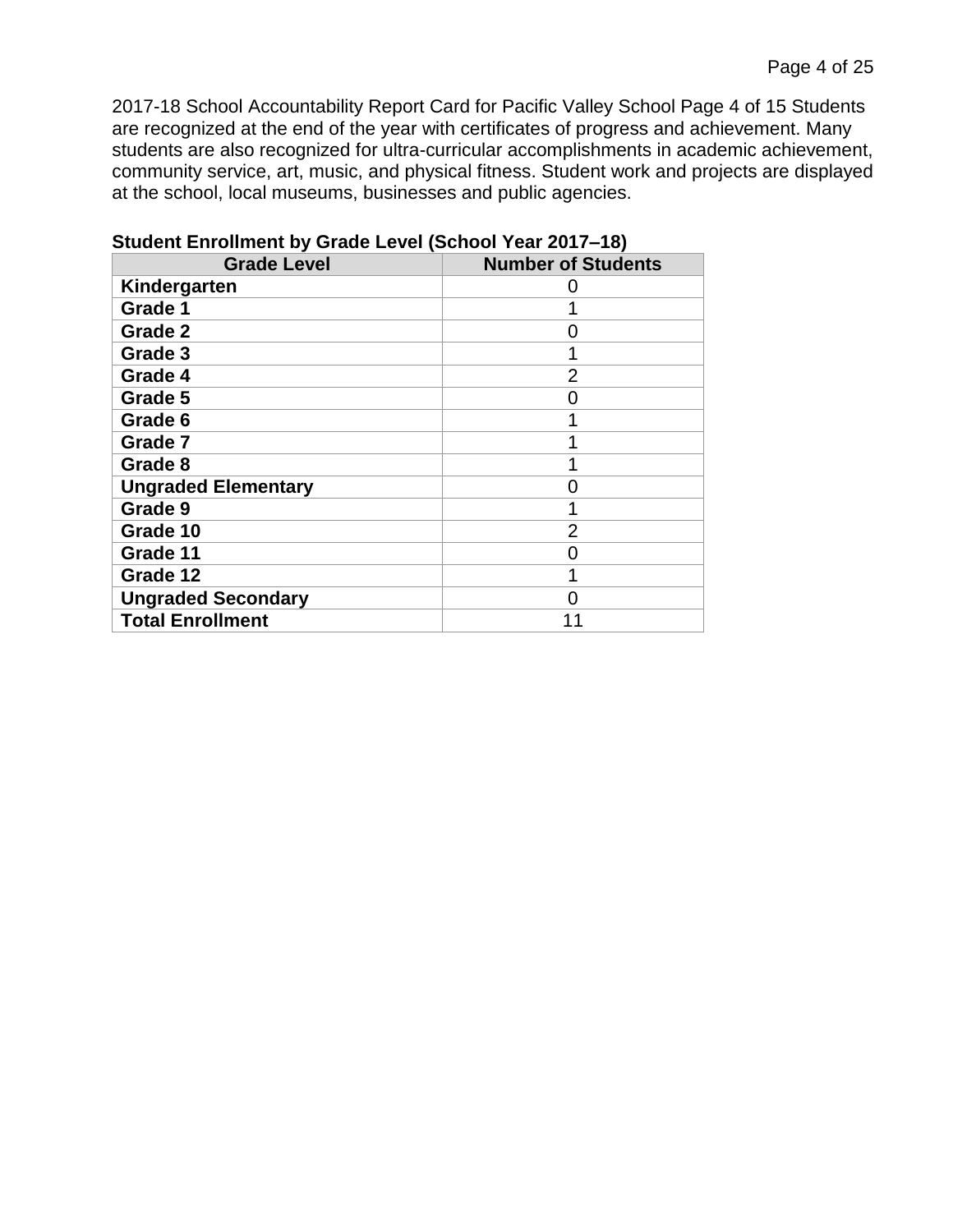2017-18 School Accountability Report Card for Pacific Valley School Page 4 of 15 Students are recognized at the end of the year with certificates of progress and achievement. Many students are also recognized for ultra-curricular accomplishments in academic achievement, community service, art, music, and physical fitness. Student work and projects are displayed at the school, local museums, businesses and public agencies.

**Student Enrollment by Grade Level (School Year 2017–18)**

| Grade Level | Number of Students |
|---|---|
| **Kindergarten** | 0 |
| **Grade 1** | 1 |
| **Grade 2** | 0 |
| **Grade 3** | 1 |
| **Grade 4** | 2 |
| **Grade 5** | 0 |
| **Grade 6** | 1 |
| **Grade 7** | 1 |
| **Grade 8** | 1 |
| **Ungraded Elementary** | 0 |
| **Grade 9** | 1 |
| **Grade 10** | 2 |
| **Grade 11** | 0 |
| **Grade 12** | 1 |
| **Ungraded Secondary** | 0 |
| **Total Enrollment** | 11 |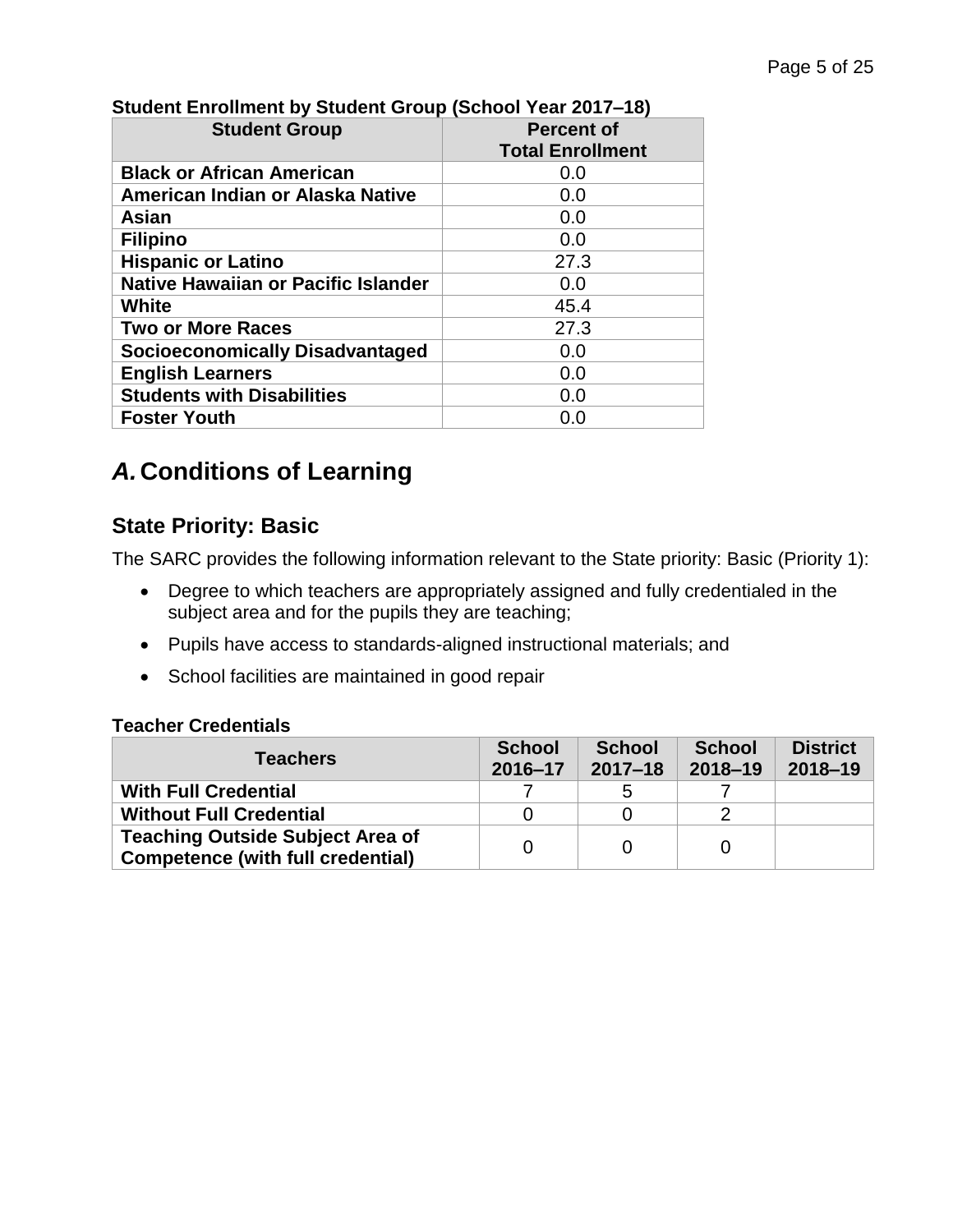**Student Enrollment by Student Group (School Year 2017–18)**

| Student Group | Percent of Total Enrollment |
|---|---|
| **Black or African American** | 0.0 |
| **American Indian or Alaska Native** | 0.0 |
| **Asian** | 0.0 |
| **Filipino** | 0.0 |
| **Hispanic or Latino** | 27.3 |
| **Native Hawaiian or Pacific Islander** | 0.0 |
| **White** | 45.4 |
| **Two or More Races** | 27.3 |
| **Socioeconomically Disadvantaged** | 0.0 |
| **English Learners** | 0.0 |
| **Students with Disabilities** | 0.0 |
| **Foster Youth** | 0.0 |

# *A.* Conditions of Learning

## State Priority: Basic

The SARC provides the following information relevant to the State priority: Basic (Priority 1):

- Degree to which teachers are appropriately assigned and fully credentialed in the subject area and for the pupils they are teaching;
- Pupils have access to standards-aligned instructional materials; and
- School facilities are maintained in good repair

**Teacher Credentials**

| Teachers | School 2016–17 | School 2017–18 | School 2018–19 | District 2018–19 |
|---|---|---|---|---|
| **With Full Credential** | 7 | 5 | 7 | |
| **Without Full Credential** | 0 | 0 | 2 | |
| **Teaching Outside Subject Area of Competence (with full credential)** | 0 | 0 | 0 | |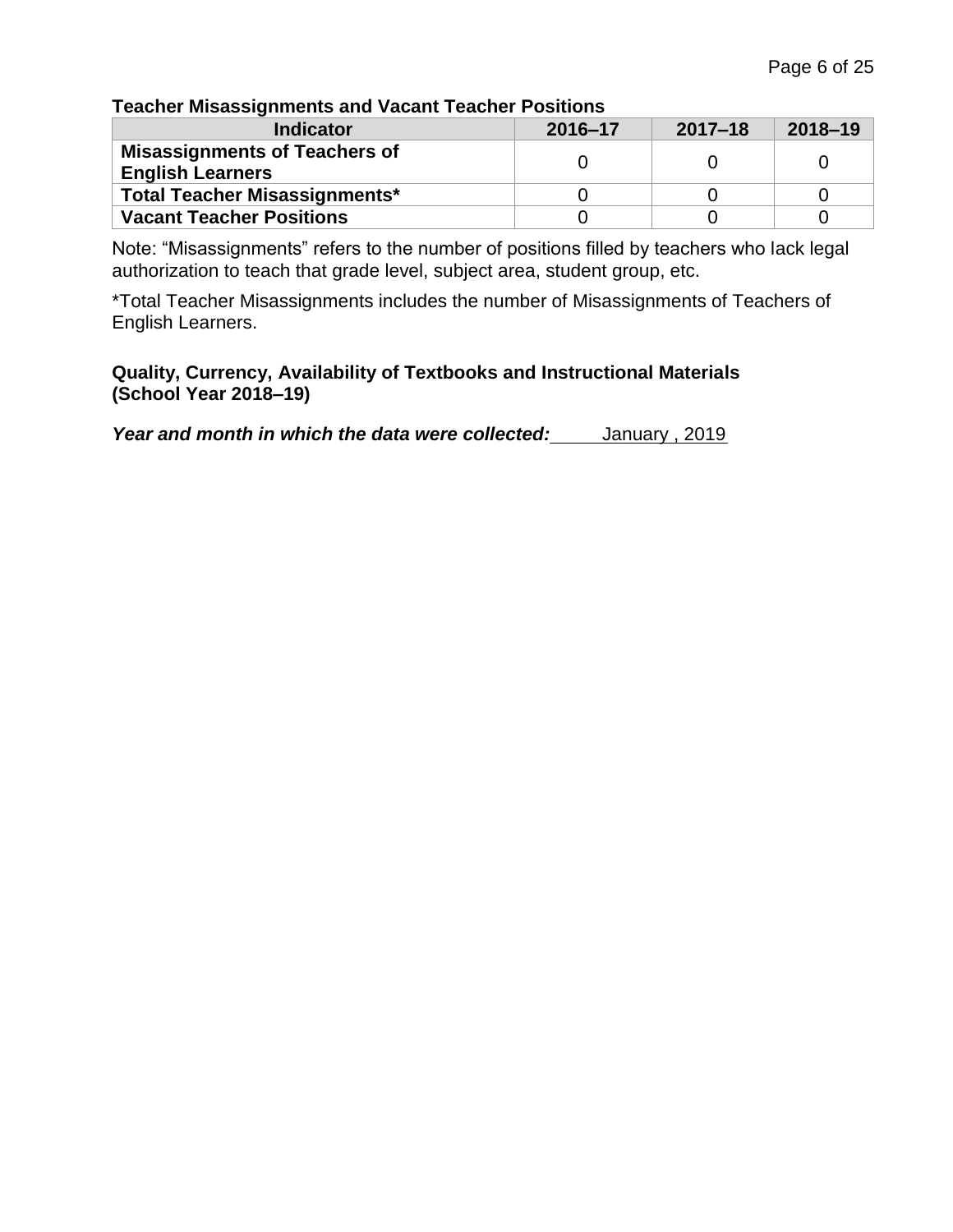**Teacher Misassignments and Vacant Teacher Positions**

| Indicator | 2016–17 | 2017–18 | 2018–19 |
| --- | --- | --- | --- |
| **Misassignments of Teachers of English Learners** | 0 | 0 | 0 |
| **Total Teacher Misassignments*** | 0 | 0 | 0 |
| **Vacant Teacher Positions** | 0 | 0 | 0 |

Note: "Misassignments" refers to the number of positions filled by teachers who lack legal authorization to teach that grade level, subject area, student group, etc.

*Total Teacher Misassignments includes the number of Misassignments of Teachers of English Learners.

**Quality, Currency, Availability of Textbooks and Instructional Materials (School Year 2018–19)**

***Year and month in which the data were collected:*** January , 2019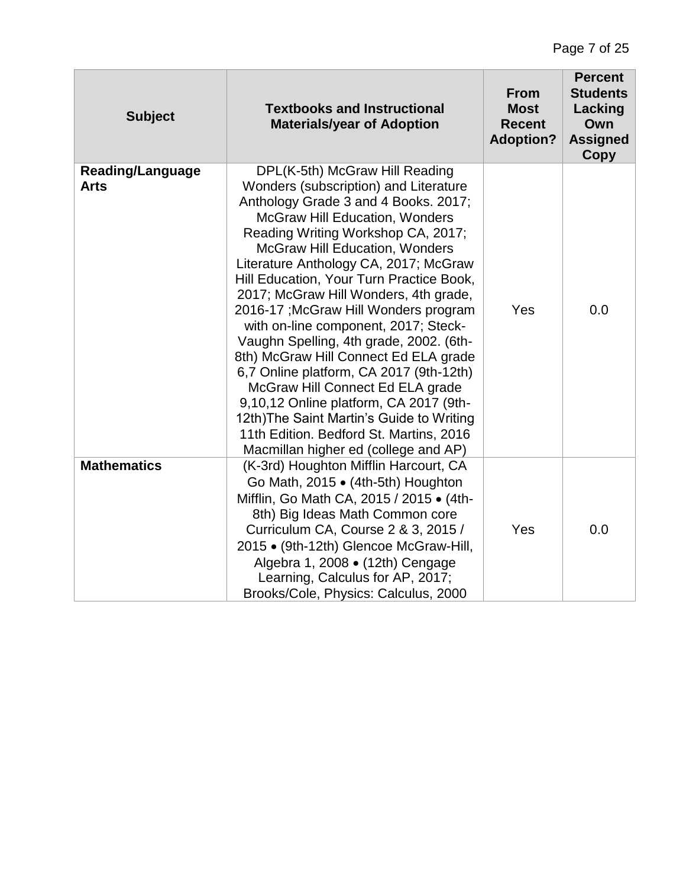| Subject | Textbooks and Instructional Materials/year of Adoption | From Most Recent Adoption? | Percent Students Lacking Own Assigned Copy |
| --- | --- | --- | --- |
| **Reading/Language Arts** | DPL(K-5th) McGraw Hill Reading Wonders (subscription) and Literature Anthology Grade 3 and 4 Books. 2017; McGraw Hill Education, Wonders Reading Writing Workshop CA, 2017; McGraw Hill Education, Wonders Literature Anthology CA, 2017; McGraw Hill Education, Your Turn Practice Book, 2017; McGraw Hill Wonders, 4th grade, 2016-17 ;McGraw Hill Wonders program with on-line component, 2017; Steck-Vaughn Spelling, 4th grade, 2002. (6th-8th) McGraw Hill Connect Ed ELA grade 6,7 Online platform, CA 2017 (9th-12th) McGraw Hill Connect Ed ELA grade 9,10,12 Online platform, CA 2017 (9th-12th)The Saint Martin's Guide to Writing 11th Edition. Bedford St. Martins, 2016 Macmillan higher ed (college and AP) | Yes | 0.0 |
| **Mathematics** | (K-3rd) Houghton Mifflin Harcourt, CA Go Math, 2015 • (4th-5th) Houghton Mifflin, Go Math CA, 2015 / 2015 • (4th-8th) Big Ideas Math Common core Curriculum CA, Course 2 & 3, 2015 / 2015 • (9th-12th) Glencoe McGraw-Hill, Algebra 1, 2008 • (12th) Cengage Learning, Calculus for AP, 2017; Brooks/Cole, Physics: Calculus, 2000 | Yes | 0.0 |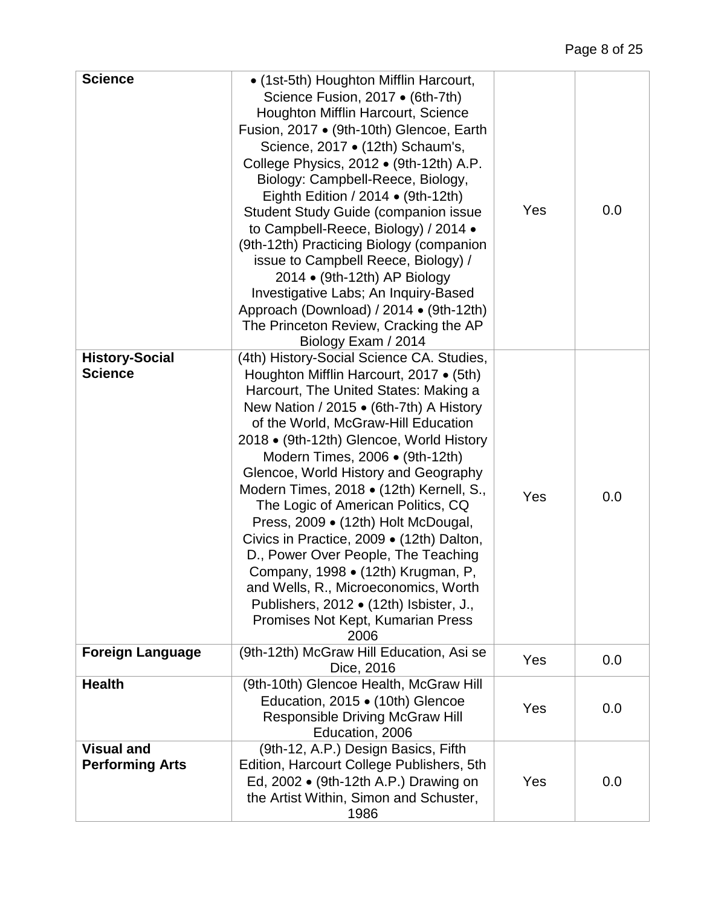| **Science** | • (1st-5th) Houghton Mifflin Harcourt, Science Fusion, 2017 • (6th-7th) Houghton Mifflin Harcourt, Science Fusion, 2017 • (9th-10th) Glencoe, Earth Science, 2017 • (12th) Schaum's, College Physics, 2012 • (9th-12th) A.P. Biology: Campbell-Reece, Biology, Eighth Edition / 2014 • (9th-12th) Student Study Guide (companion issue to Campbell-Reece, Biology) / 2014 • (9th-12th) Practicing Biology (companion issue to Campbell Reece, Biology) / 2014 • (9th-12th) AP Biology Investigative Labs; An Inquiry-Based Approach (Download) / 2014 • (9th-12th) The Princeton Review, Cracking the AP Biology Exam / 2014 | Yes | 0.0 |
|---|---|---|---|
| **History-Social Science** | (4th) History-Social Science CA. Studies, Houghton Mifflin Harcourt, 2017 • (5th) Harcourt, The United States: Making a New Nation / 2015 • (6th-7th) A History of the World, McGraw-Hill Education 2018 • (9th-12th) Glencoe, World History Modern Times, 2006 • (9th-12th) Glencoe, World History and Geography Modern Times, 2018 • (12th) Kernell, S., The Logic of American Politics, CQ Press, 2009 • (12th) Holt McDougal, Civics in Practice, 2009 • (12th) Dalton, D., Power Over People, The Teaching Company, 1998 • (12th) Krugman, P, and Wells, R., Microeconomics, Worth Publishers, 2012 • (12th) Isbister, J., Promises Not Kept, Kumarian Press 2006 | Yes | 0.0 |
| **Foreign Language** | (9th-12th) McGraw Hill Education, Asi se Dice, 2016 | Yes | 0.0 |
| **Health** | (9th-10th) Glencoe Health, McGraw Hill Education, 2015 • (10th) Glencoe Responsible Driving McGraw Hill Education, 2006 | Yes | 0.0 |
| **Visual and Performing Arts** | (9th-12, A.P.) Design Basics, Fifth Edition, Harcourt College Publishers, 5th Ed, 2002 • (9th-12th A.P.) Drawing on the Artist Within, Simon and Schuster, 1986 | Yes | 0.0 |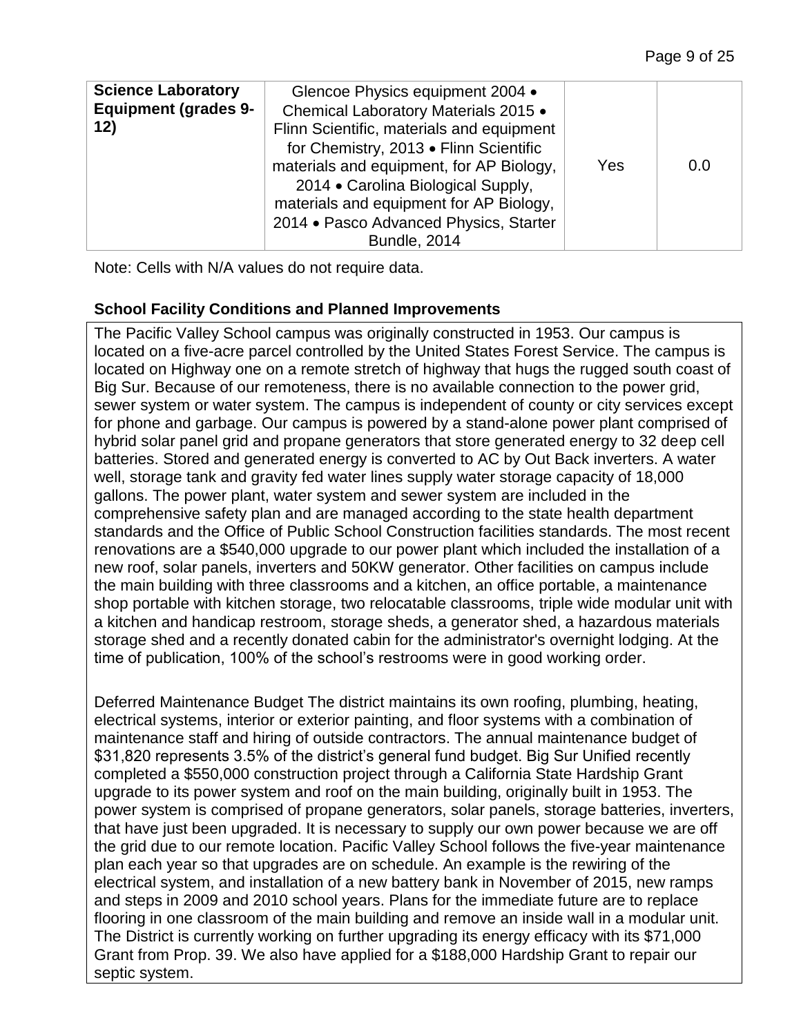| Science Laboratory Equipment (grades 9-12) | Glencoe Physics equipment 2004 • Chemical Laboratory Materials 2015 • Flinn Scientific, materials and equipment for Chemistry, 2013 • Flinn Scientific materials and equipment, for AP Biology, 2014 • Carolina Biological Supply, materials and equipment for AP Biology, 2014 • Pasco Advanced Physics, Starter Bundle, 2014 | Yes | 0.0 |
|---|---|---|---|

Note: Cells with N/A values do not require data.

**School Facility Conditions and Planned Improvements**

The Pacific Valley School campus was originally constructed in 1953. Our campus is located on a five-acre parcel controlled by the United States Forest Service. The campus is located on Highway one on a remote stretch of highway that hugs the rugged south coast of Big Sur. Because of our remoteness, there is no available connection to the power grid, sewer system or water system. The campus is independent of county or city services except for phone and garbage. Our campus is powered by a stand-alone power plant comprised of hybrid solar panel grid and propane generators that store generated energy to 32 deep cell batteries. Stored and generated energy is converted to AC by Out Back inverters. A water well, storage tank and gravity fed water lines supply water storage capacity of 18,000 gallons. The power plant, water system and sewer system are included in the comprehensive safety plan and are managed according to the state health department standards and the Office of Public School Construction facilities standards. The most recent renovations are a $540,000 upgrade to our power plant which included the installation of a new roof, solar panels, inverters and 50KW generator. Other facilities on campus include the main building with three classrooms and a kitchen, an office portable, a maintenance shop portable with kitchen storage, two relocatable classrooms, triple wide modular unit with a kitchen and handicap restroom, storage sheds, a generator shed, a hazardous materials storage shed and a recently donated cabin for the administrator's overnight lodging. At the time of publication, 100% of the school's restrooms were in good working order.

Deferred Maintenance Budget The district maintains its own roofing, plumbing, heating, electrical systems, interior or exterior painting, and floor systems with a combination of maintenance staff and hiring of outside contractors. The annual maintenance budget of $31,820 represents 3.5% of the district's general fund budget. Big Sur Unified recently completed a $550,000 construction project through a California State Hardship Grant upgrade to its power system and roof on the main building, originally built in 1953. The power system is comprised of propane generators, solar panels, storage batteries, inverters, that have just been upgraded. It is necessary to supply our own power because we are off the grid due to our remote location. Pacific Valley School follows the five-year maintenance plan each year so that upgrades are on schedule. An example is the rewiring of the electrical system, and installation of a new battery bank in November of 2015, new ramps and steps in 2009 and 2010 school years. Plans for the immediate future are to replace flooring in one classroom of the main building and remove an inside wall in a modular unit. The District is currently working on further upgrading its energy efficacy with its $71,000 Grant from Prop. 39. We also have applied for a $188,000 Hardship Grant to repair our septic system.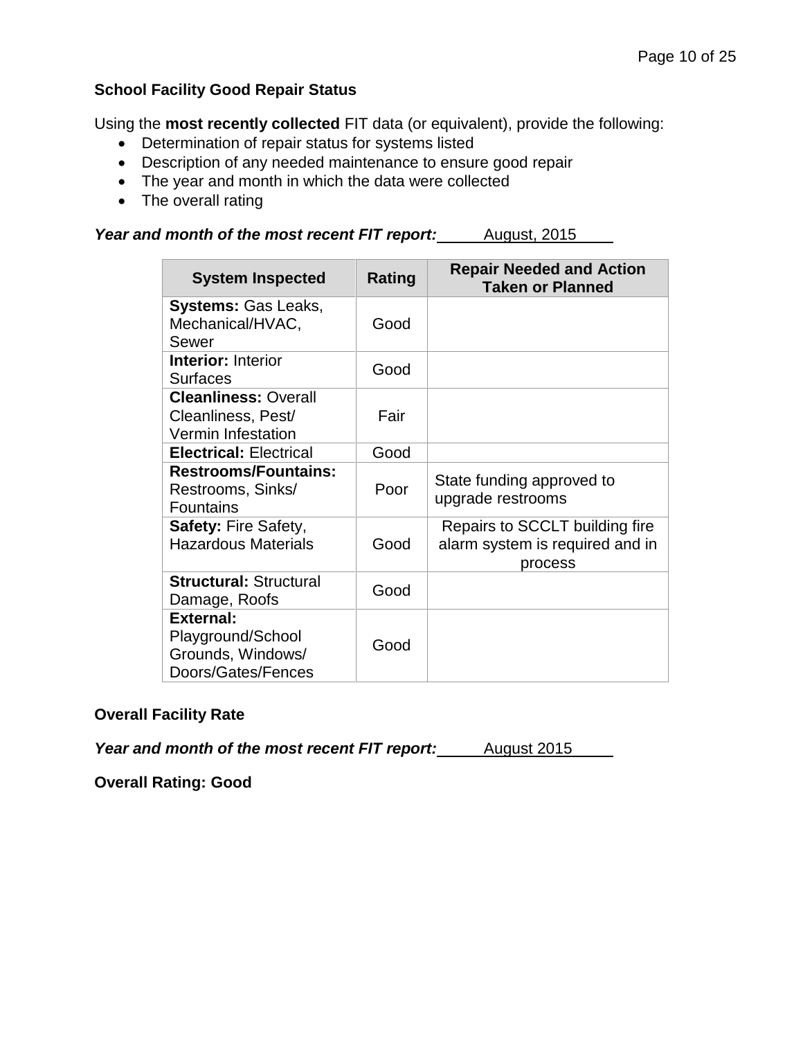### School Facility Good Repair Status

Using the **most recently collected** FIT data (or equivalent), provide the following:

- Determination of repair status for systems listed
- Description of any needed maintenance to ensure good repair
- The year and month in which the data were collected
- The overall rating

***Year and month of the most recent FIT report:*** August, 2015

| System Inspected | Rating | Repair Needed and Action Taken or Planned |
|---|---|---|
| **Systems:** Gas Leaks, Mechanical/HVAC, Sewer | Good | |
| **Interior:** Interior Surfaces | Good | |
| **Cleanliness:** Overall Cleanliness, Pest/ Vermin Infestation | Fair | |
| **Electrical:** Electrical | Good | |
| **Restrooms/Fountains:** Restrooms, Sinks/ Fountains | Poor | State funding approved to upgrade restrooms |
| **Safety:** Fire Safety, Hazardous Materials | Good | Repairs to SCCLT building fire alarm system is required and in process |
| **Structural:** Structural Damage, Roofs | Good | |
| **External:** Playground/School Grounds, Windows/ Doors/Gates/Fences | Good | |

### Overall Facility Rate

***Year and month of the most recent FIT report:*** August 2015

**Overall Rating: Good**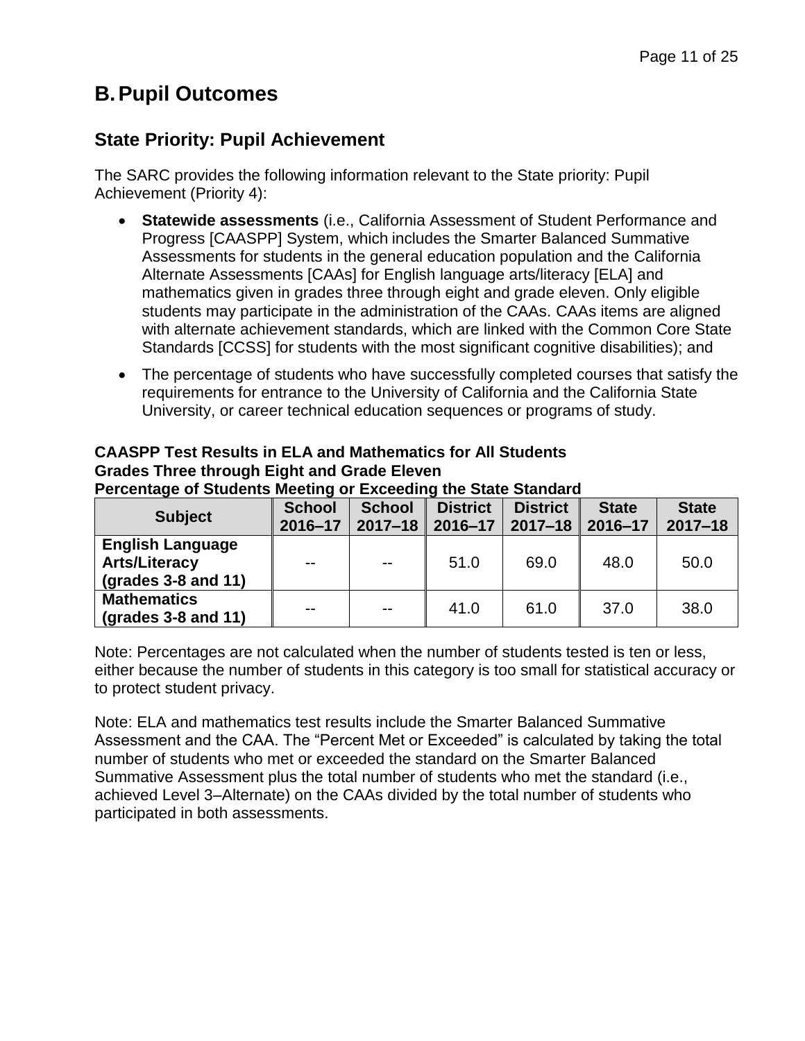## B. Pupil Outcomes

### State Priority: Pupil Achievement

The SARC provides the following information relevant to the State priority: Pupil Achievement (Priority 4):

- **Statewide assessments** (i.e., California Assessment of Student Performance and Progress [CAASPP] System, which includes the Smarter Balanced Summative Assessments for students in the general education population and the California Alternate Assessments [CAAs] for English language arts/literacy [ELA] and mathematics given in grades three through eight and grade eleven. Only eligible students may participate in the administration of the CAAs. CAAs items are aligned with alternate achievement standards, which are linked with the Common Core State Standards [CCSS] for students with the most significant cognitive disabilities); and
- The percentage of students who have successfully completed courses that satisfy the requirements for entrance to the University of California and the California State University, or career technical education sequences or programs of study.

**CAASPP Test Results in ELA and Mathematics for All Students**
**Grades Three through Eight and Grade Eleven**
**Percentage of Students Meeting or Exceeding the State Standard**

| Subject | School 2016–17 | School 2017–18 | District 2016–17 | District 2017–18 | State 2016–17 | State 2017–18 |
|---|---|---|---|---|---|---|
| **English Language Arts/Literacy (grades 3-8 and 11)** | -- | -- | 51.0 | 69.0 | 48.0 | 50.0 |
| **Mathematics (grades 3-8 and 11)** | -- | -- | 41.0 | 61.0 | 37.0 | 38.0 |

Note: Percentages are not calculated when the number of students tested is ten or less, either because the number of students in this category is too small for statistical accuracy or to protect student privacy.

Note: ELA and mathematics test results include the Smarter Balanced Summative Assessment and the CAA. The "Percent Met or Exceeded" is calculated by taking the total number of students who met or exceeded the standard on the Smarter Balanced Summative Assessment plus the total number of students who met the standard (i.e., achieved Level 3–Alternate) on the CAAs divided by the total number of students who participated in both assessments.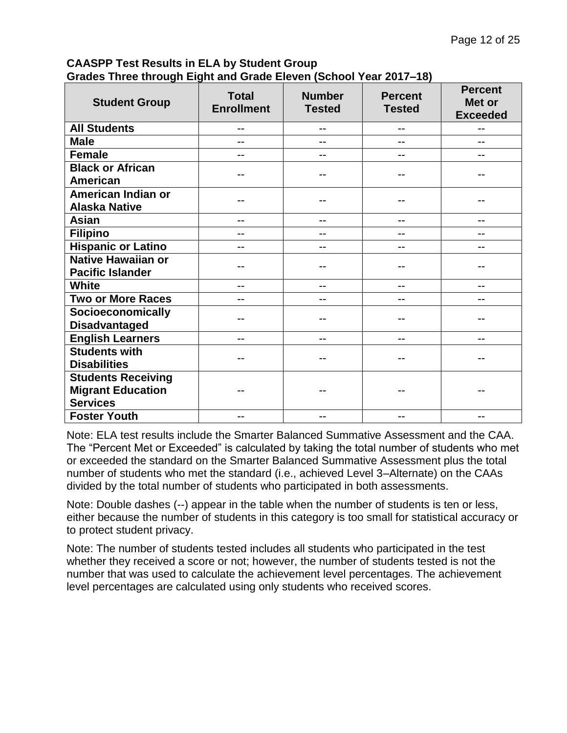**CAASPP Test Results in ELA by Student Group**
**Grades Three through Eight and Grade Eleven (School Year 2017–18)**

| Student Group | Total Enrollment | Number Tested | Percent Tested | Percent Met or Exceeded |
|---|---|---|---|---|
| **All Students** | -- | -- | -- | -- |
| **Male** | -- | -- | -- | -- |
| **Female** | -- | -- | -- | -- |
| **Black or African American** | -- | -- | -- | -- |
| **American Indian or Alaska Native** | -- | -- | -- | -- |
| **Asian** | -- | -- | -- | -- |
| **Filipino** | -- | -- | -- | -- |
| **Hispanic or Latino** | -- | -- | -- | -- |
| **Native Hawaiian or Pacific Islander** | -- | -- | -- | -- |
| **White** | -- | -- | -- | -- |
| **Two or More Races** | -- | -- | -- | -- |
| **Socioeconomically Disadvantaged** | -- | -- | -- | -- |
| **English Learners** | -- | -- | -- | -- |
| **Students with Disabilities** | -- | -- | -- | -- |
| **Students Receiving Migrant Education Services** | -- | -- | -- | -- |
| **Foster Youth** | -- | -- | -- | -- |

Note: ELA test results include the Smarter Balanced Summative Assessment and the CAA. The “Percent Met or Exceeded” is calculated by taking the total number of students who met or exceeded the standard on the Smarter Balanced Summative Assessment plus the total number of students who met the standard (i.e., achieved Level 3–Alternate) on the CAAs divided by the total number of students who participated in both assessments.

Note: Double dashes (--) appear in the table when the number of students is ten or less, either because the number of students in this category is too small for statistical accuracy or to protect student privacy.

Note: The number of students tested includes all students who participated in the test whether they received a score or not; however, the number of students tested is not the number that was used to calculate the achievement level percentages. The achievement level percentages are calculated using only students who received scores.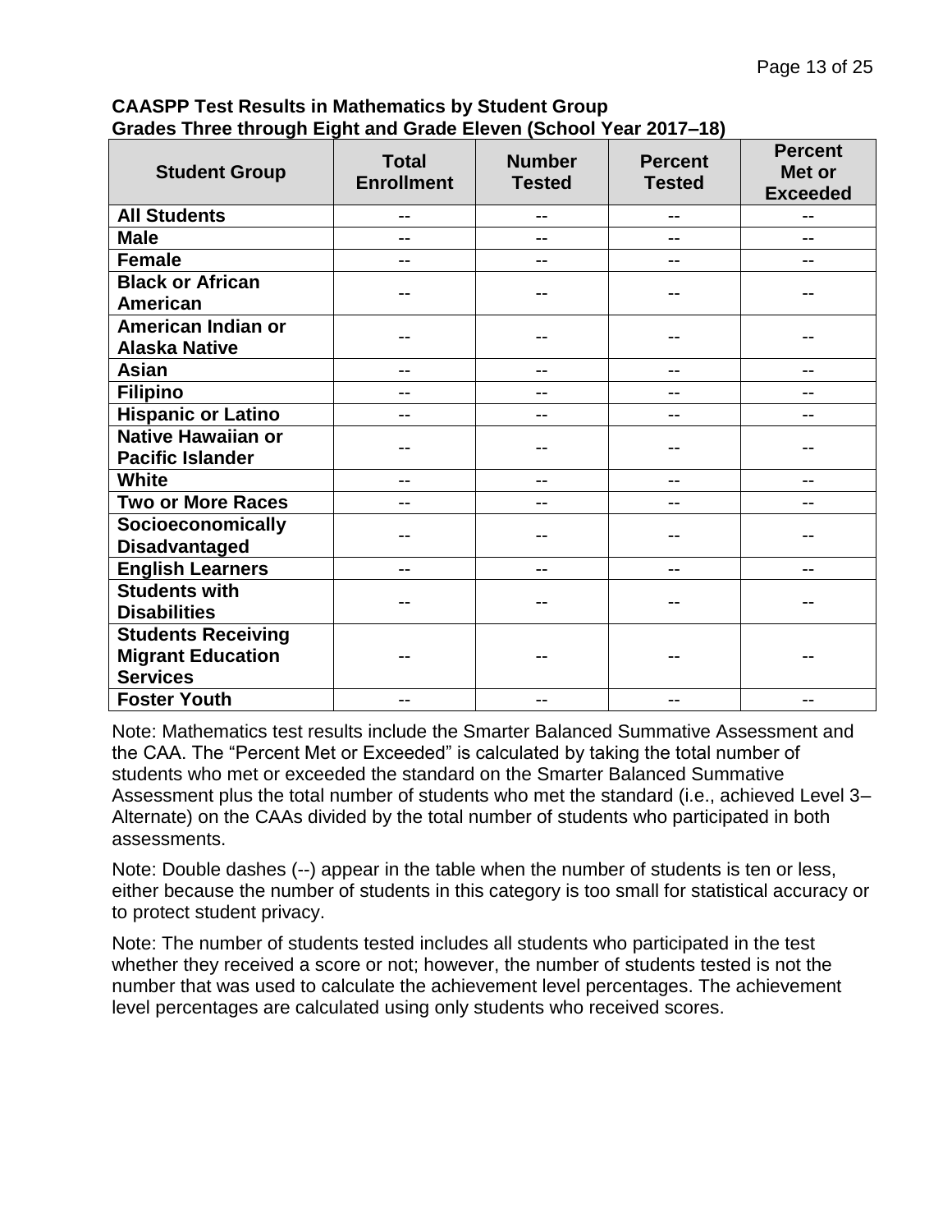**CAASPP Test Results in Mathematics by Student Group Grades Three through Eight and Grade Eleven (School Year 2017–18)**

| Student Group | Total Enrollment | Number Tested | Percent Tested | Percent Met or Exceeded |
|---|---|---|---|---|
| All Students | -- | -- | -- | -- |
| Male | -- | -- | -- | -- |
| Female | -- | -- | -- | -- |
| Black or African American | -- | -- | -- | -- |
| American Indian or Alaska Native | -- | -- | -- | -- |
| Asian | -- | -- | -- | -- |
| Filipino | -- | -- | -- | -- |
| Hispanic or Latino | -- | -- | -- | -- |
| Native Hawaiian or Pacific Islander | -- | -- | -- | -- |
| White | -- | -- | -- | -- |
| Two or More Races | -- | -- | -- | -- |
| Socioeconomically Disadvantaged | -- | -- | -- | -- |
| English Learners | -- | -- | -- | -- |
| Students with Disabilities | -- | -- | -- | -- |
| Students Receiving Migrant Education Services | -- | -- | -- | -- |
| Foster Youth | -- | -- | -- | -- |

Note: Mathematics test results include the Smarter Balanced Summative Assessment and the CAA. The "Percent Met or Exceeded" is calculated by taking the total number of students who met or exceeded the standard on the Smarter Balanced Summative Assessment plus the total number of students who met the standard (i.e., achieved Level 3–Alternate) on the CAAs divided by the total number of students who participated in both assessments.

Note: Double dashes (--) appear in the table when the number of students is ten or less, either because the number of students in this category is too small for statistical accuracy or to protect student privacy.

Note: The number of students tested includes all students who participated in the test whether they received a score or not; however, the number of students tested is not the number that was used to calculate the achievement level percentages. The achievement level percentages are calculated using only students who received scores.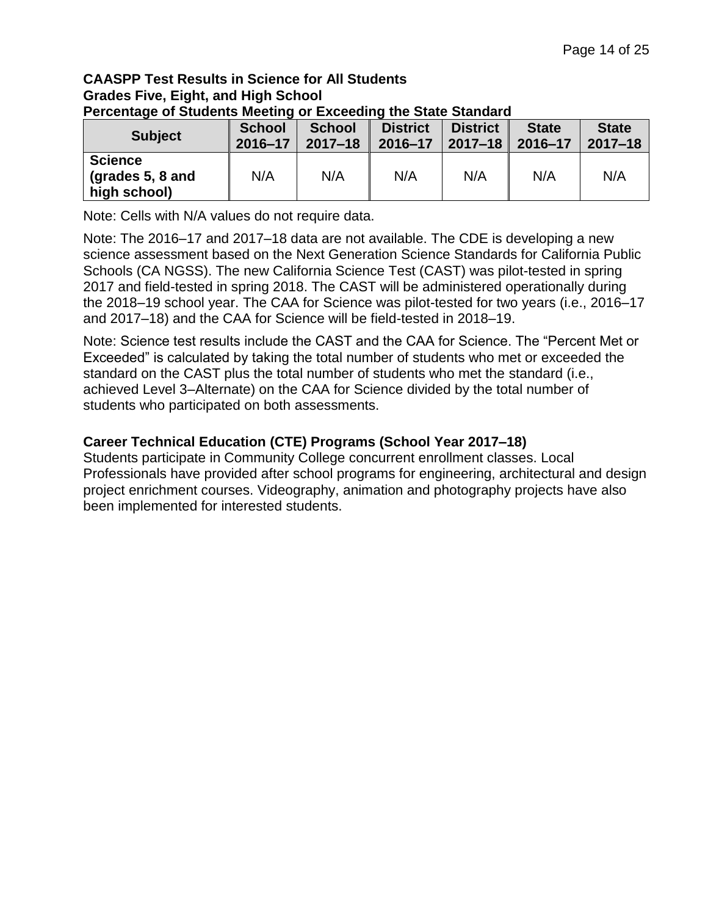**CAASPP Test Results in Science for All Students**
**Grades Five, Eight, and High School**
**Percentage of Students Meeting or Exceeding the State Standard**

| Subject | School 2016–17 | School 2017–18 | District 2016–17 | District 2017–18 | State 2016–17 | State 2017–18 |
|---|---|---|---|---|---|---|
| **Science (grades 5, 8 and high school)** | N/A | N/A | N/A | N/A | N/A | N/A |

Note: Cells with N/A values do not require data.

Note: The 2016–17 and 2017–18 data are not available. The CDE is developing a new science assessment based on the Next Generation Science Standards for California Public Schools (CA NGSS). The new California Science Test (CAST) was pilot-tested in spring 2017 and field-tested in spring 2018. The CAST will be administered operationally during the 2018–19 school year. The CAA for Science was pilot-tested for two years (i.e., 2016–17 and 2017–18) and the CAA for Science will be field-tested in 2018–19.

Note: Science test results include the CAST and the CAA for Science. The "Percent Met or Exceeded" is calculated by taking the total number of students who met or exceeded the standard on the CAST plus the total number of students who met the standard (i.e., achieved Level 3–Alternate) on the CAA for Science divided by the total number of students who participated on both assessments.

**Career Technical Education (CTE) Programs (School Year 2017–18)**

Students participate in Community College concurrent enrollment classes. Local Professionals have provided after school programs for engineering, architectural and design project enrichment courses. Videography, animation and photography projects have also been implemented for interested students.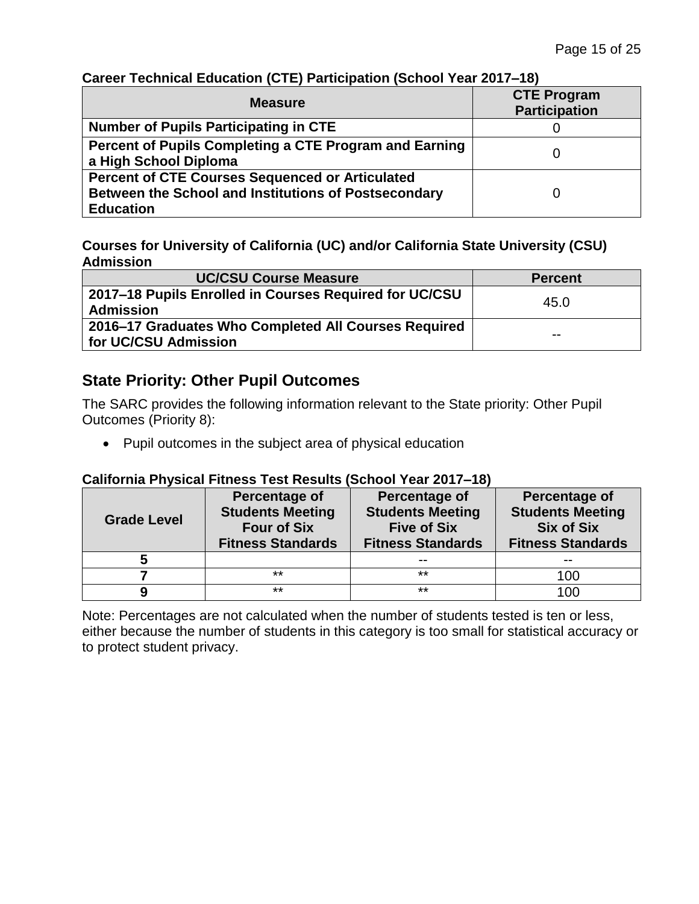**Career Technical Education (CTE) Participation (School Year 2017–18)**

| Measure | CTE Program Participation |
|---|---|
| **Number of Pupils Participating in CTE** | 0 |
| **Percent of Pupils Completing a CTE Program and Earning a High School Diploma** | 0 |
| **Percent of CTE Courses Sequenced or Articulated Between the School and Institutions of Postsecondary Education** | 0 |

**Courses for University of California (UC) and/or California State University (CSU) Admission**

| UC/CSU Course Measure | Percent |
|---|---|
| **2017–18 Pupils Enrolled in Courses Required for UC/CSU Admission** | 45.0 |
| **2016–17 Graduates Who Completed All Courses Required for UC/CSU Admission** | -- |

## State Priority: Other Pupil Outcomes

The SARC provides the following information relevant to the State priority: Other Pupil Outcomes (Priority 8):

- Pupil outcomes in the subject area of physical education

**California Physical Fitness Test Results (School Year 2017–18)**

| Grade Level | Percentage of Students Meeting Four of Six Fitness Standards | Percentage of Students Meeting Five of Six Fitness Standards | Percentage of Students Meeting Six of Six Fitness Standards |
|---|---|---|---|
| **5** | | -- | -- |
| **7** | ** | ** | 100 |
| **9** | ** | ** | 100 |

Note: Percentages are not calculated when the number of students tested is ten or less, either because the number of students in this category is too small for statistical accuracy or to protect student privacy.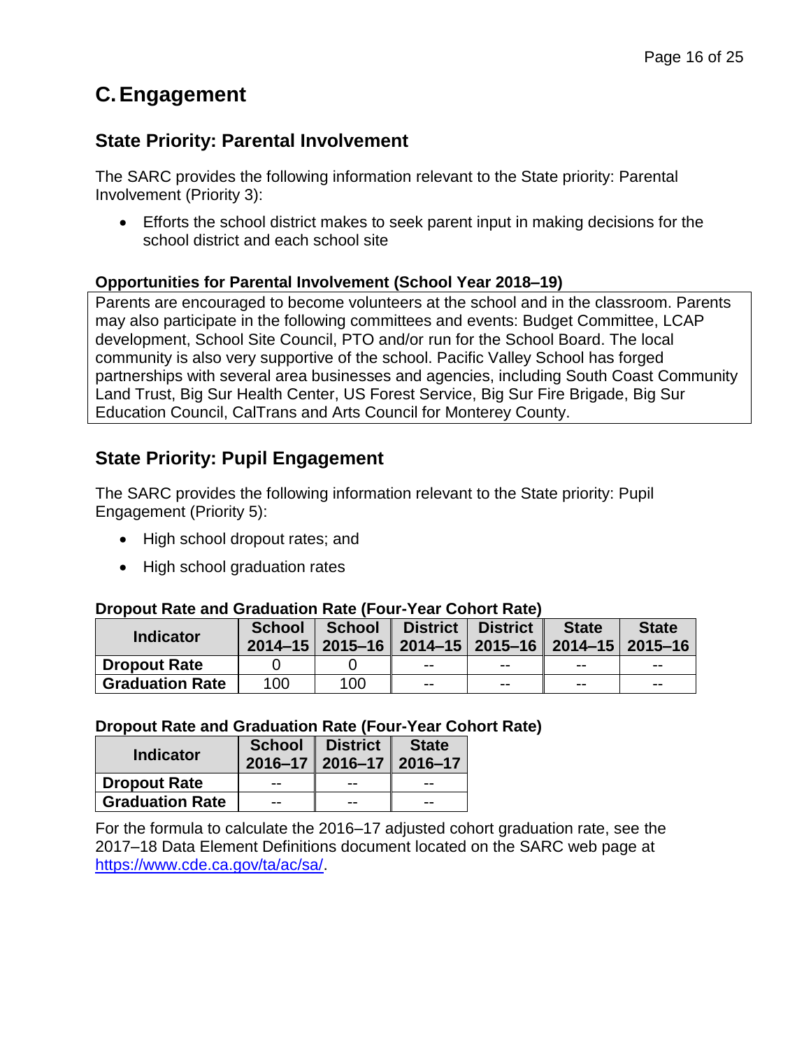# C. Engagement

## State Priority: Parental Involvement

The SARC provides the following information relevant to the State priority: Parental Involvement (Priority 3):

- Efforts the school district makes to seek parent input in making decisions for the school district and each school site

### Opportunities for Parental Involvement (School Year 2018–19)

Parents are encouraged to become volunteers at the school and in the classroom. Parents may also participate in the following committees and events: Budget Committee, LCAP development, School Site Council, PTO and/or run for the School Board. The local community is also very supportive of the school. Pacific Valley School has forged partnerships with several area businesses and agencies, including South Coast Community Land Trust, Big Sur Health Center, US Forest Service, Big Sur Fire Brigade, Big Sur Education Council, CalTrans and Arts Council for Monterey County.

## State Priority: Pupil Engagement

The SARC provides the following information relevant to the State priority: Pupil Engagement (Priority 5):

- High school dropout rates; and
- High school graduation rates

### Dropout Rate and Graduation Rate (Four-Year Cohort Rate)

| Indicator | School 2014–15 | School 2015–16 | District 2014–15 | District 2015–16 | State 2014–15 | State 2015–16 |
|---|---|---|---|---|---|---|
| **Dropout Rate** | 0 | 0 | -- | -- | -- | -- |
| **Graduation Rate** | 100 | 100 | -- | -- | -- | -- |

### Dropout Rate and Graduation Rate (Four-Year Cohort Rate)

| Indicator | School 2016–17 | District 2016–17 | State 2016–17 |
|---|---|---|---|
| **Dropout Rate** | -- | -- | -- |
| **Graduation Rate** | -- | -- | -- |

For the formula to calculate the 2016–17 adjusted cohort graduation rate, see the 2017–18 Data Element Definitions document located on the SARC web page at https://www.cde.ca.gov/ta/ac/sa/.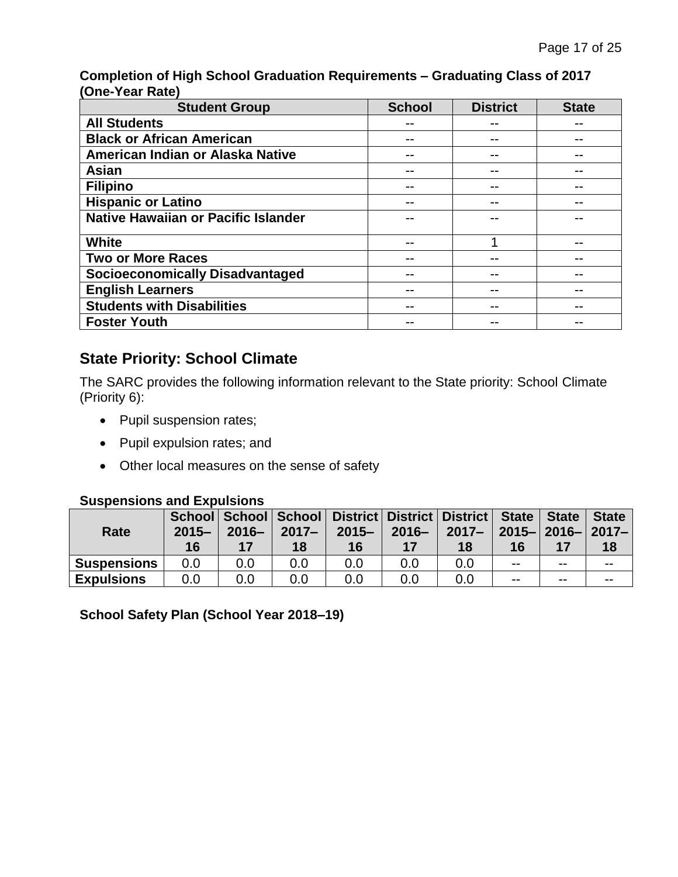**Completion of High School Graduation Requirements – Graduating Class of 2017 (One-Year Rate)**

| Student Group | School | District | State |
|---|---|---|---|
| **All Students** | -- | -- | -- |
| **Black or African American** | -- | -- | -- |
| **American Indian or Alaska Native** | -- | -- | -- |
| **Asian** | -- | -- | -- |
| **Filipino** | -- | -- | -- |
| **Hispanic or Latino** | -- | -- | -- |
| **Native Hawaiian or Pacific Islander** | -- | -- | -- |
| **White** | -- | 1 | -- |
| **Two or More Races** | -- | -- | -- |
| **Socioeconomically Disadvantaged** | -- | -- | -- |
| **English Learners** | -- | -- | -- |
| **Students with Disabilities** | -- | -- | -- |
| **Foster Youth** | -- | -- | -- |

## State Priority: School Climate

The SARC provides the following information relevant to the State priority: School Climate (Priority 6):

- Pupil suspension rates;
- Pupil expulsion rates; and
- Other local measures on the sense of safety

**Suspensions and Expulsions**

| Rate | School 2015–16 | School 2016–17 | School 2017–18 | District 2015–16 | District 2016–17 | District 2017–18 | State 2015–16 | State 2016–17 | State 2017–18 |
|---|---|---|---|---|---|---|---|---|---|
| **Suspensions** | 0.0 | 0.0 | 0.0 | 0.0 | 0.0 | 0.0 | -- | -- | -- |
| **Expulsions** | 0.0 | 0.0 | 0.0 | 0.0 | 0.0 | 0.0 | -- | -- | -- |

**School Safety Plan (School Year 2018–19)**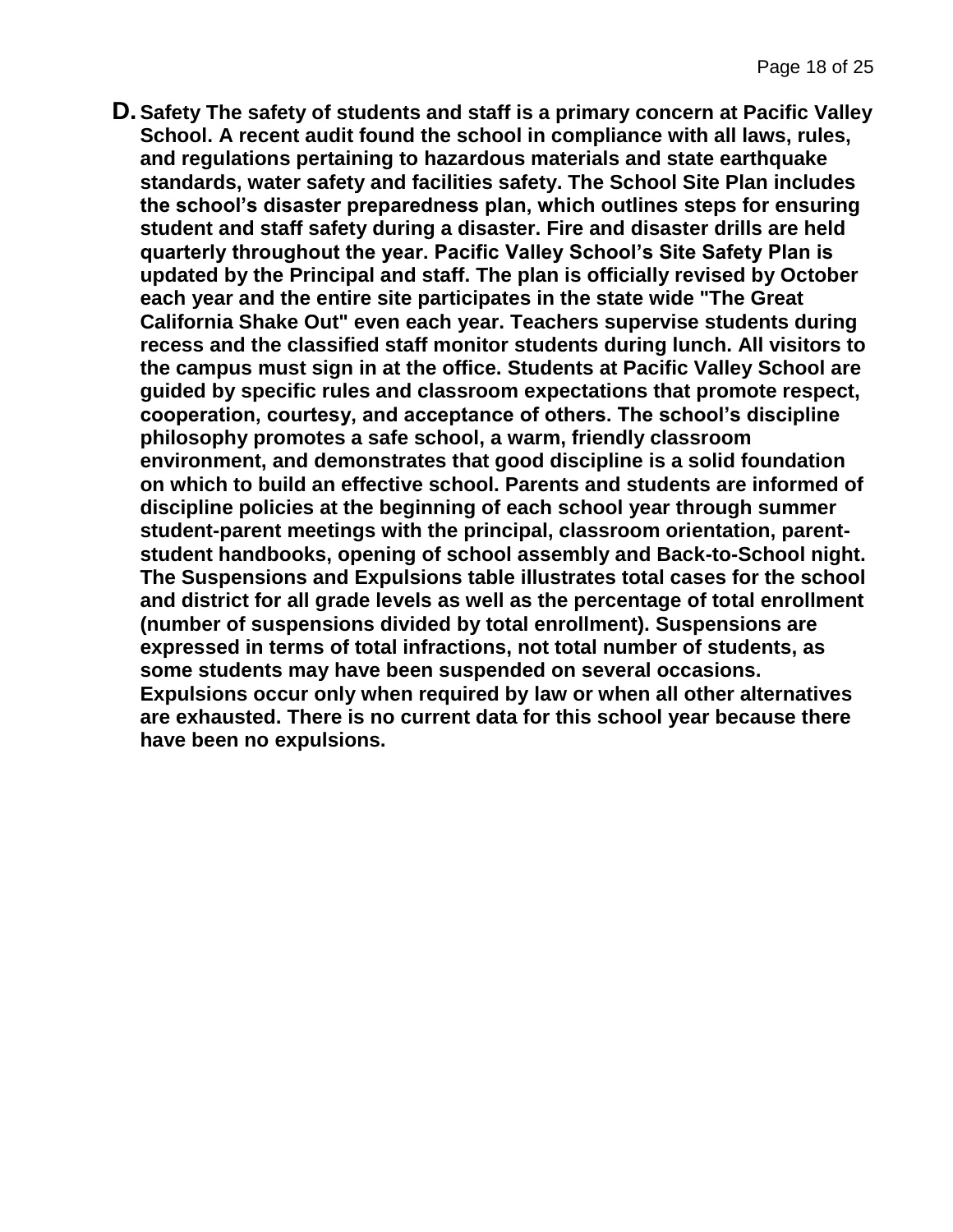**D. Safety The safety of students and staff is a primary concern at Pacific Valley School. A recent audit found the school in compliance with all laws, rules, and regulations pertaining to hazardous materials and state earthquake standards, water safety and facilities safety. The School Site Plan includes the school's disaster preparedness plan, which outlines steps for ensuring student and staff safety during a disaster. Fire and disaster drills are held quarterly throughout the year. Pacific Valley School's Site Safety Plan is updated by the Principal and staff. The plan is officially revised by October each year and the entire site participates in the state wide "The Great California Shake Out" even each year. Teachers supervise students during recess and the classified staff monitor students during lunch. All visitors to the campus must sign in at the office. Students at Pacific Valley School are guided by specific rules and classroom expectations that promote respect, cooperation, courtesy, and acceptance of others. The school's discipline philosophy promotes a safe school, a warm, friendly classroom environment, and demonstrates that good discipline is a solid foundation on which to build an effective school. Parents and students are informed of discipline policies at the beginning of each school year through summer student-parent meetings with the principal, classroom orientation, parent-student handbooks, opening of school assembly and Back-to-School night. The Suspensions and Expulsions table illustrates total cases for the school and district for all grade levels as well as the percentage of total enrollment (number of suspensions divided by total enrollment). Suspensions are expressed in terms of total infractions, not total number of students, as some students may have been suspended on several occasions. Expulsions occur only when required by law or when all other alternatives are exhausted. There is no current data for this school year because there have been no expulsions.**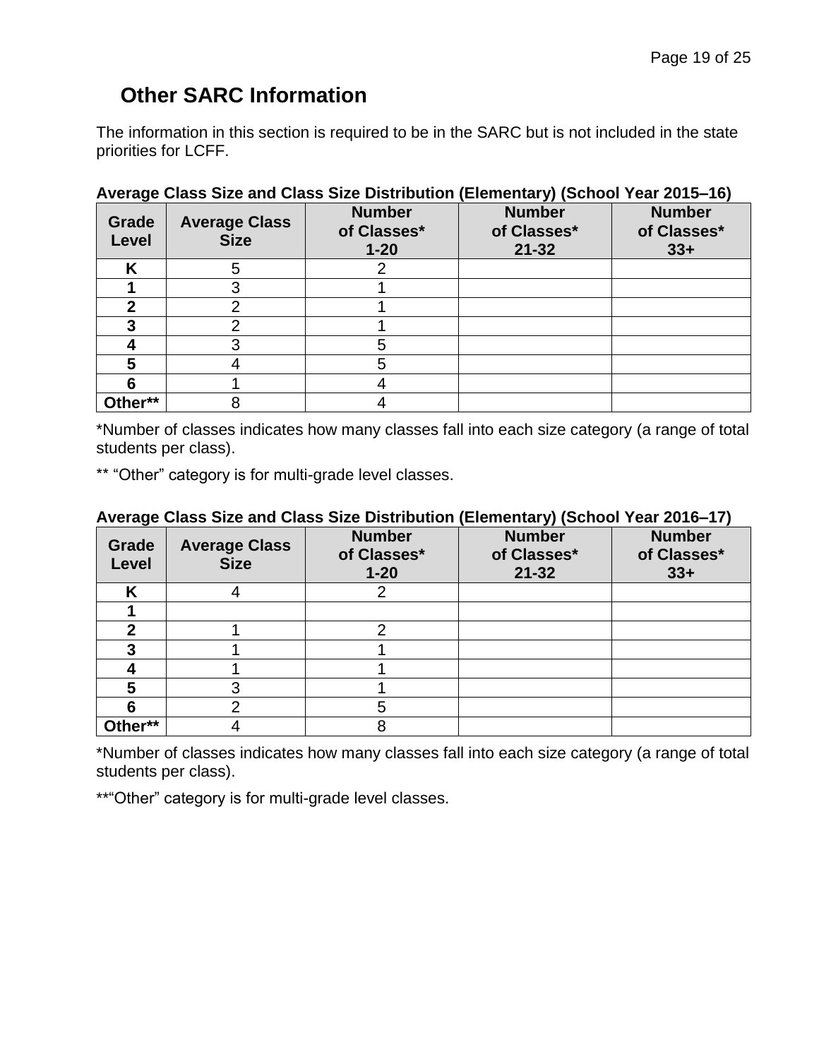## Other SARC Information

The information in this section is required to be in the SARC but is not included in the state priorities for LCFF.

**Average Class Size and Class Size Distribution (Elementary) (School Year 2015–16)**

| Grade Level | Average Class Size | Number of Classes* 1-20 | Number of Classes* 21-32 | Number of Classes* 33+ |
|---|---|---|---|---|
| K | 5 | 2 | | |
| 1 | 3 | 1 | | |
| 2 | 2 | 1 | | |
| 3 | 2 | 1 | | |
| 4 | 3 | 5 | | |
| 5 | 4 | 5 | | |
| 6 | 1 | 4 | | |
| Other** | 8 | 4 | | |

*Number of classes indicates how many classes fall into each size category (a range of total students per class).

** "Other" category is for multi-grade level classes.

**Average Class Size and Class Size Distribution (Elementary) (School Year 2016–17)**

| Grade Level | Average Class Size | Number of Classes* 1-20 | Number of Classes* 21-32 | Number of Classes* 33+ |
|---|---|---|---|---|
| K | 4 | 2 | | |
| 1 | | | | |
| 2 | 1 | 2 | | |
| 3 | 1 | 1 | | |
| 4 | 1 | 1 | | |
| 5 | 3 | 1 | | |
| 6 | 2 | 5 | | |
| Other** | 4 | 8 | | |

*Number of classes indicates how many classes fall into each size category (a range of total students per class).

**"Other" category is for multi-grade level classes.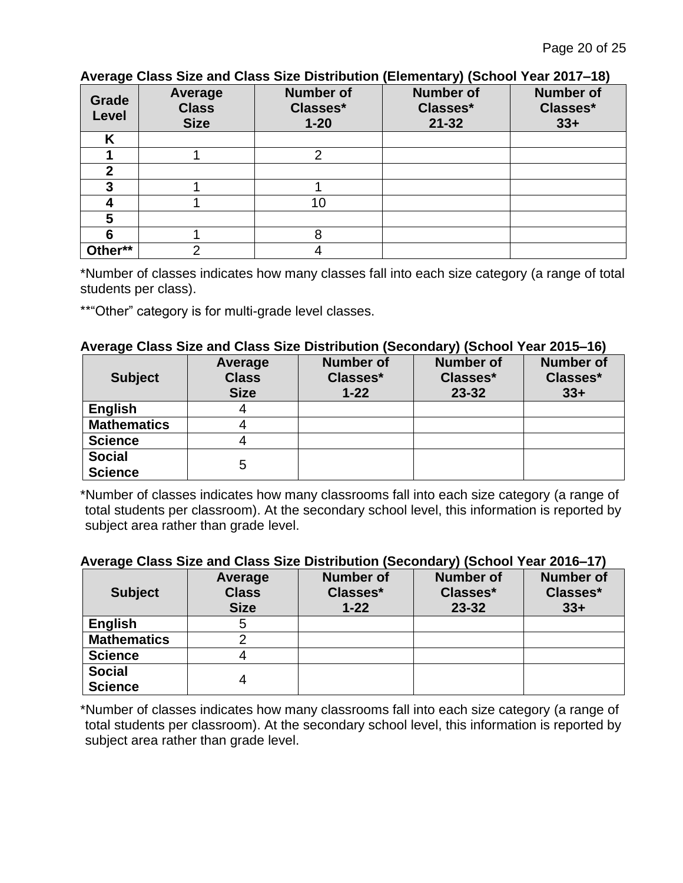**Average Class Size and Class Size Distribution (Elementary) (School Year 2017–18)**

| Grade Level | Average Class Size | Number of Classes* 1-20 | Number of Classes* 21-32 | Number of Classes* 33+ |
|---|---|---|---|---|
| K | | | | |
| 1 | 1 | 2 | | |
| 2 | | | | |
| 3 | 1 | 1 | | |
| 4 | 1 | 10 | | |
| 5 | | | | |
| 6 | 1 | 8 | | |
| Other** | 2 | 4 | | |

*Number of classes indicates how many classes fall into each size category (a range of total students per class).

**"Other" category is for multi-grade level classes.

**Average Class Size and Class Size Distribution (Secondary) (School Year 2015–16)**

| Subject | Average Class Size | Number of Classes* 1-22 | Number of Classes* 23-32 | Number of Classes* 33+ |
|---|---|---|---|---|
| English | 4 | | | |
| Mathematics | 4 | | | |
| Science | 4 | | | |
| Social Science | 5 | | | |

*Number of classes indicates how many classrooms fall into each size category (a range of total students per classroom). At the secondary school level, this information is reported by subject area rather than grade level.

**Average Class Size and Class Size Distribution (Secondary) (School Year 2016–17)**

| Subject | Average Class Size | Number of Classes* 1-22 | Number of Classes* 23-32 | Number of Classes* 33+ |
|---|---|---|---|---|
| English | 5 | | | |
| Mathematics | 2 | | | |
| Science | 4 | | | |
| Social Science | 4 | | | |

*Number of classes indicates how many classrooms fall into each size category (a range of total students per classroom). At the secondary school level, this information is reported by subject area rather than grade level.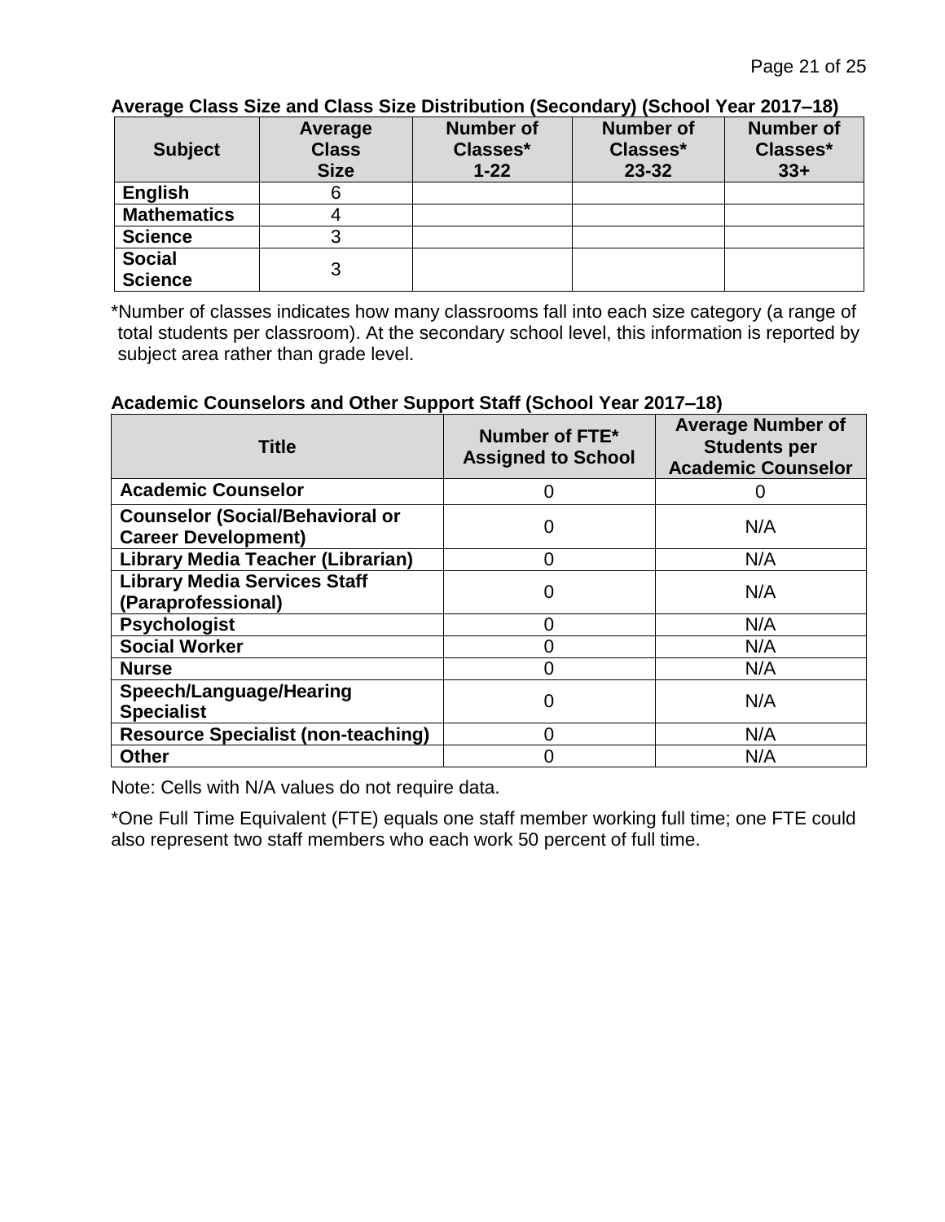**Average Class Size and Class Size Distribution (Secondary) (School Year 2017–18)**

| Subject | Average Class Size | Number of Classes* 1-22 | Number of Classes* 23-32 | Number of Classes* 33+ |
|---|---|---|---|---|
| English | 6 | | | |
| Mathematics | 4 | | | |
| Science | 3 | | | |
| Social Science | 3 | | | |

*Number of classes indicates how many classrooms fall into each size category (a range of total students per classroom). At the secondary school level, this information is reported by subject area rather than grade level.

**Academic Counselors and Other Support Staff (School Year 2017–18)**

| Title | Number of FTE* Assigned to School | Average Number of Students per Academic Counselor |
|---|---|---|
| Academic Counselor | 0 | 0 |
| Counselor (Social/Behavioral or Career Development) | 0 | N/A |
| Library Media Teacher (Librarian) | 0 | N/A |
| Library Media Services Staff (Paraprofessional) | 0 | N/A |
| Psychologist | 0 | N/A |
| Social Worker | 0 | N/A |
| Nurse | 0 | N/A |
| Speech/Language/Hearing Specialist | 0 | N/A |
| Resource Specialist (non-teaching) | 0 | N/A |
| Other | 0 | N/A |

Note: Cells with N/A values do not require data.

*One Full Time Equivalent (FTE) equals one staff member working full time; one FTE could also represent two staff members who each work 50 percent of full time.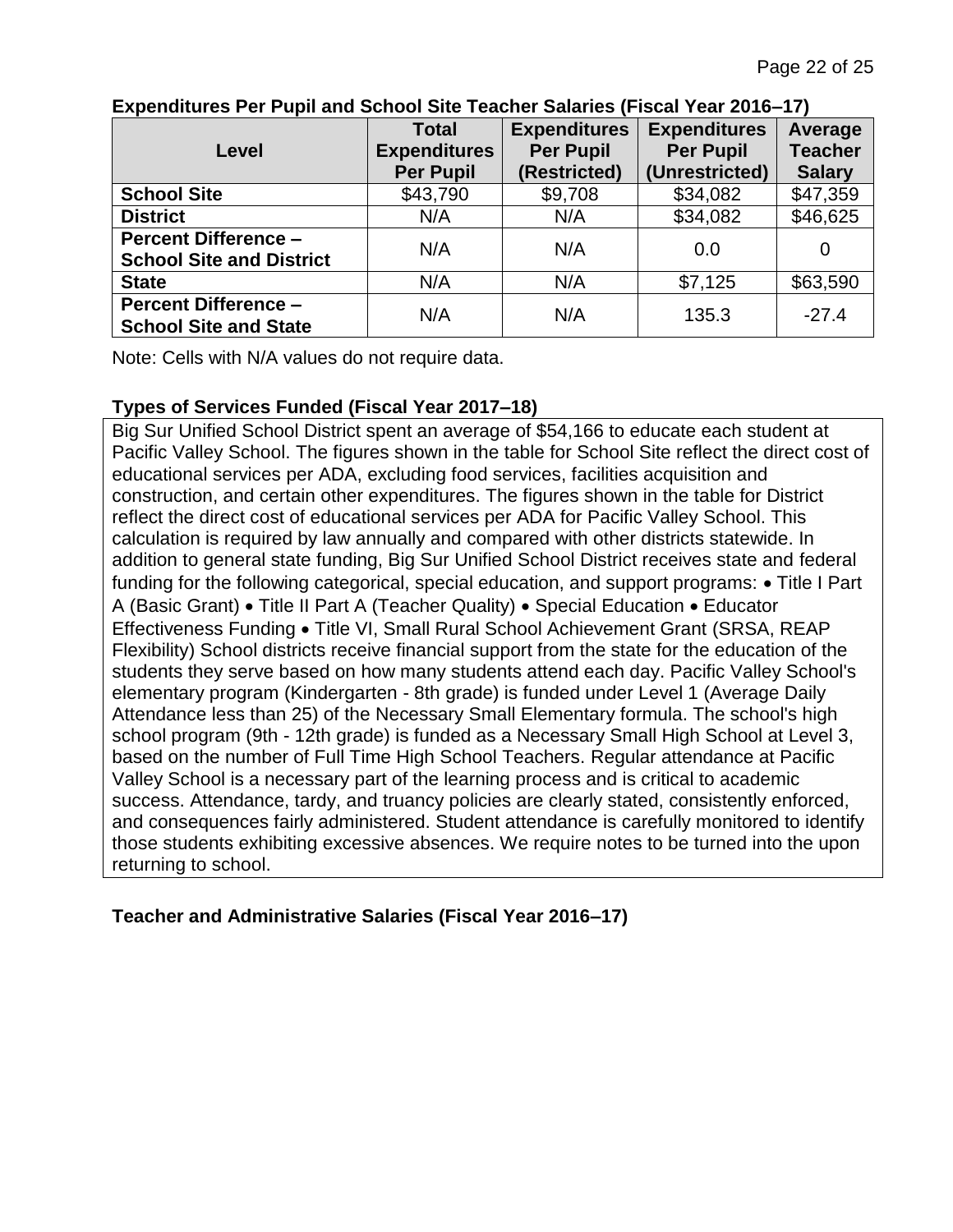**Expenditures Per Pupil and School Site Teacher Salaries (Fiscal Year 2016–17)**

| Level | Total Expenditures Per Pupil | Expenditures Per Pupil (Restricted) | Expenditures Per Pupil (Unrestricted) | Average Teacher Salary |
|---|---|---|---|---|
| **School Site** | $43,790 | $9,708 | $34,082 | $47,359 |
| **District** | N/A | N/A | $34,082 | $46,625 |
| **Percent Difference – School Site and District** | N/A | N/A | 0.0 | 0 |
| **State** | N/A | N/A | $7,125 | $63,590 |
| **Percent Difference – School Site and State** | N/A | N/A | 135.3 | -27.4 |

Note: Cells with N/A values do not require data.

**Types of Services Funded (Fiscal Year 2017–18)**

Big Sur Unified School District spent an average of $54,166 to educate each student at Pacific Valley School. The figures shown in the table for School Site reflect the direct cost of educational services per ADA, excluding food services, facilities acquisition and construction, and certain other expenditures. The figures shown in the table for District reflect the direct cost of educational services per ADA for Pacific Valley School. This calculation is required by law annually and compared with other districts statewide. In addition to general state funding, Big Sur Unified School District receives state and federal funding for the following categorical, special education, and support programs: • Title I Part A (Basic Grant) • Title II Part A (Teacher Quality) • Special Education • Educator Effectiveness Funding • Title VI, Small Rural School Achievement Grant (SRSA, REAP Flexibility) School districts receive financial support from the state for the education of the students they serve based on how many students attend each day. Pacific Valley School's elementary program (Kindergarten - 8th grade) is funded under Level 1 (Average Daily Attendance less than 25) of the Necessary Small Elementary formula. The school's high school program (9th - 12th grade) is funded as a Necessary Small High School at Level 3, based on the number of Full Time High School Teachers. Regular attendance at Pacific Valley School is a necessary part of the learning process and is critical to academic success. Attendance, tardy, and truancy policies are clearly stated, consistently enforced, and consequences fairly administered. Student attendance is carefully monitored to identify those students exhibiting excessive absences. We require notes to be turned into the upon returning to school.

**Teacher and Administrative Salaries (Fiscal Year 2016–17)**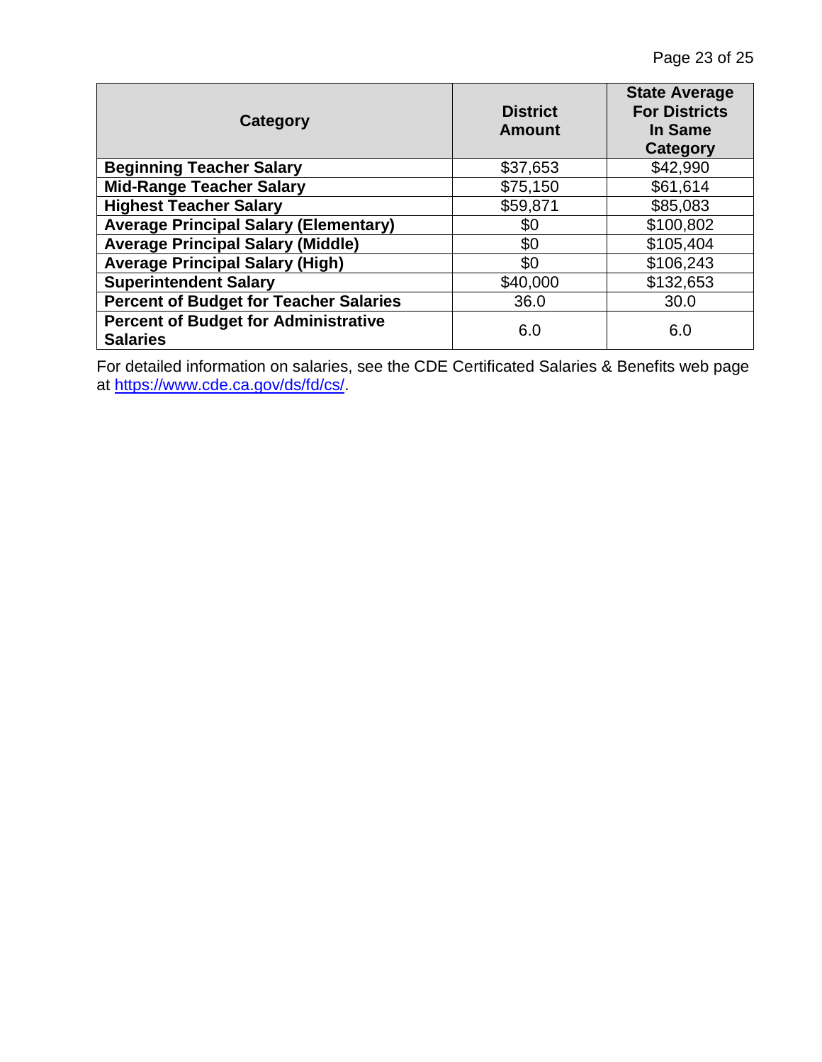| Category | District Amount | State Average For Districts In Same Category |
|---|---|---|
| **Beginning Teacher Salary** | $37,653 | $42,990 |
| **Mid-Range Teacher Salary** | $75,150 | $61,614 |
| **Highest Teacher Salary** | $59,871 | $85,083 |
| **Average Principal Salary (Elementary)** | $0 | $100,802 |
| **Average Principal Salary (Middle)** | $0 | $105,404 |
| **Average Principal Salary (High)** | $0 | $106,243 |
| **Superintendent Salary** | $40,000 | $132,653 |
| **Percent of Budget for Teacher Salaries** | 36.0 | 30.0 |
| **Percent of Budget for Administrative Salaries** | 6.0 | 6.0 |

For detailed information on salaries, see the CDE Certificated Salaries & Benefits web page at [https://www.cde.ca.gov/ds/fd/cs/](https://www.cde.ca.gov/ds/fd/cs/).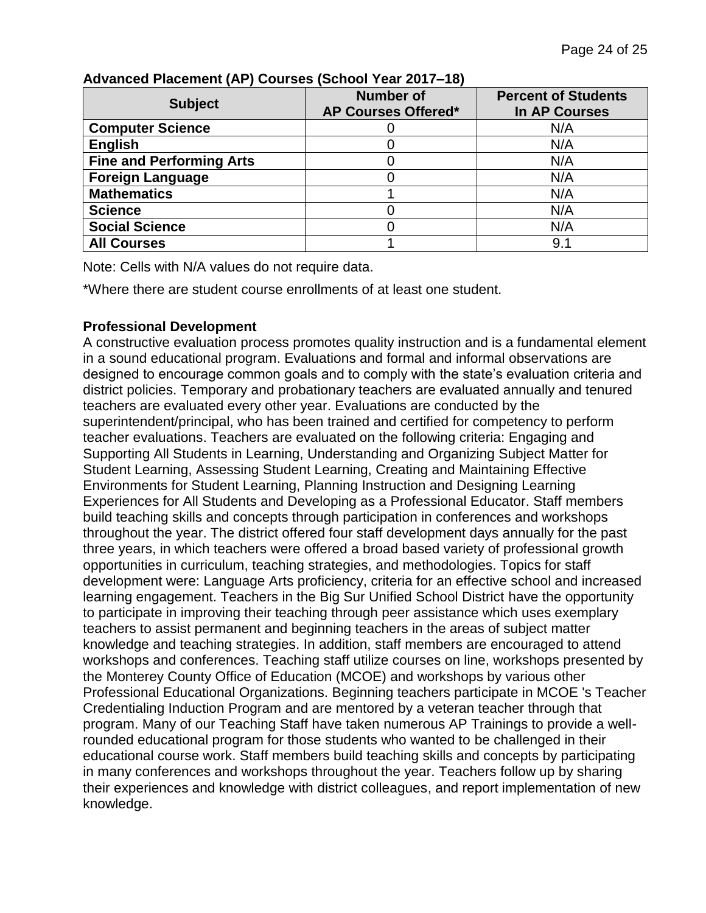**Advanced Placement (AP) Courses (School Year 2017–18)**

| Subject | Number of AP Courses Offered* | Percent of Students In AP Courses |
| --- | --- | --- |
| **Computer Science** | 0 | N/A |
| **English** | 0 | N/A |
| **Fine and Performing Arts** | 0 | N/A |
| **Foreign Language** | 0 | N/A |
| **Mathematics** | 1 | N/A |
| **Science** | 0 | N/A |
| **Social Science** | 0 | N/A |
| **All Courses** | 1 | 9.1 |

Note: Cells with N/A values do not require data.

*Where there are student course enrollments of at least one student.

**Professional Development**

A constructive evaluation process promotes quality instruction and is a fundamental element in a sound educational program. Evaluations and formal and informal observations are designed to encourage common goals and to comply with the state's evaluation criteria and district policies. Temporary and probationary teachers are evaluated annually and tenured teachers are evaluated every other year. Evaluations are conducted by the superintendent/principal, who has been trained and certified for competency to perform teacher evaluations. Teachers are evaluated on the following criteria: Engaging and Supporting All Students in Learning, Understanding and Organizing Subject Matter for Student Learning, Assessing Student Learning, Creating and Maintaining Effective Environments for Student Learning, Planning Instruction and Designing Learning Experiences for All Students and Developing as a Professional Educator. Staff members build teaching skills and concepts through participation in conferences and workshops throughout the year. The district offered four staff development days annually for the past three years, in which teachers were offered a broad based variety of professional growth opportunities in curriculum, teaching strategies, and methodologies. Topics for staff development were: Language Arts proficiency, criteria for an effective school and increased learning engagement. Teachers in the Big Sur Unified School District have the opportunity to participate in improving their teaching through peer assistance which uses exemplary teachers to assist permanent and beginning teachers in the areas of subject matter knowledge and teaching strategies. In addition, staff members are encouraged to attend workshops and conferences. Teaching staff utilize courses on line, workshops presented by the Monterey County Office of Education (MCOE) and workshops by various other Professional Educational Organizations. Beginning teachers participate in MCOE 's Teacher Credentialing Induction Program and are mentored by a veteran teacher through that program. Many of our Teaching Staff have taken numerous AP Trainings to provide a well-rounded educational program for those students who wanted to be challenged in their educational course work. Staff members build teaching skills and concepts by participating in many conferences and workshops throughout the year. Teachers follow up by sharing their experiences and knowledge with district colleagues, and report implementation of new knowledge.